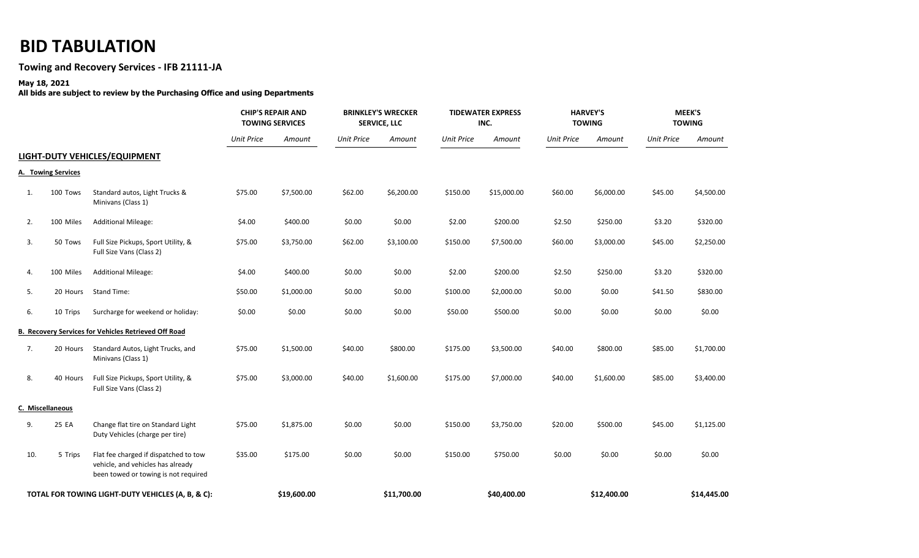# BID TABULATION

## Towing and Recovery Services - IFB 21111-JA

**May 18, 2021**

**All bids are subject to review by the Purchasing Office and using Departments**

| | | | CHIP'S REPAIR AND TOWING SERVICES | | BRINKLEY'S WRECKER SERVICE, LLC | | TIDEWATER EXPRESS INC. | | HARVEY'S TOWING | | MEEK'S TOWING | |
|---|---|---|---|---|---|---|---|---|---|---|---|---|
| | | | *Unit Price* | *Amount* | *Unit Price* | *Amount* | *Unit Price* | *Amount* | *Unit Price* | *Amount* | *Unit Price* | *Amount* |
| **LIGHT-DUTY VEHICLES/EQUIPMENT** | | | | | | | | | | | | |
| **A. Towing Services** | | | | | | | | | | | | |
| 1. | 100 Tows | Standard autos, Light Trucks & Minivans (Class 1) | $75.00 | $7,500.00 | $62.00 | $6,200.00 | $150.00 | $15,000.00 | $60.00 | $6,000.00 | $45.00 | $4,500.00 |
| 2. | 100 Miles | Additional Mileage: | $4.00 | $400.00 | $0.00 | $0.00 | $2.00 | $200.00 | $2.50 | $250.00 | $3.20 | $320.00 |
| 3. | 50 Tows | Full Size Pickups, Sport Utility, & Full Size Vans (Class 2) | $75.00 | $3,750.00 | $62.00 | $3,100.00 | $150.00 | $7,500.00 | $60.00 | $3,000.00 | $45.00 | $2,250.00 |
| 4. | 100 Miles | Additional Mileage: | $4.00 | $400.00 | $0.00 | $0.00 | $2.00 | $200.00 | $2.50 | $250.00 | $3.20 | $320.00 |
| 5. | 20 Hours | Stand Time: | $50.00 | $1,000.00 | $0.00 | $0.00 | $100.00 | $2,000.00 | $0.00 | $0.00 | $41.50 | $830.00 |
| 6. | 10 Trips | Surcharge for weekend or holiday: | $0.00 | $0.00 | $0.00 | $0.00 | $50.00 | $500.00 | $0.00 | $0.00 | $0.00 | $0.00 |
| **B. Recovery Services for Vehicles Retrieved Off Road** | | | | | | | | | | | | |
| 7. | 20 Hours | Standard Autos, Light Trucks, and Minivans (Class 1) | $75.00 | $1,500.00 | $40.00 | $800.00 | $175.00 | $3,500.00 | $40.00 | $800.00 | $85.00 | $1,700.00 |
| 8. | 40 Hours | Full Size Pickups, Sport Utility, & Full Size Vans (Class 2) | $75.00 | $3,000.00 | $40.00 | $1,600.00 | $175.00 | $7,000.00 | $40.00 | $1,600.00 | $85.00 | $3,400.00 |
| **C. Miscellaneous** | | | | | | | | | | | | |
| 9. | 25 EA | Change flat tire on Standard Light Duty Vehicles (charge per tire) | $75.00 | $1,875.00 | $0.00 | $0.00 | $150.00 | $3,750.00 | $20.00 | $500.00 | $45.00 | $1,125.00 |
| 10. | 5 Trips | Flat fee charged if dispatched to tow vehicle, and vehicles has already been towed or towing is not required | $35.00 | $175.00 | $0.00 | $0.00 | $150.00 | $750.00 | $0.00 | $0.00 | $0.00 | $0.00 |
| **TOTAL FOR TOWING LIGHT-DUTY VEHICLES (A, B, & C):** | | | | **$19,600.00** | | **$11,700.00** | | **$40,400.00** | | **$12,400.00** | | **$14,445.00** |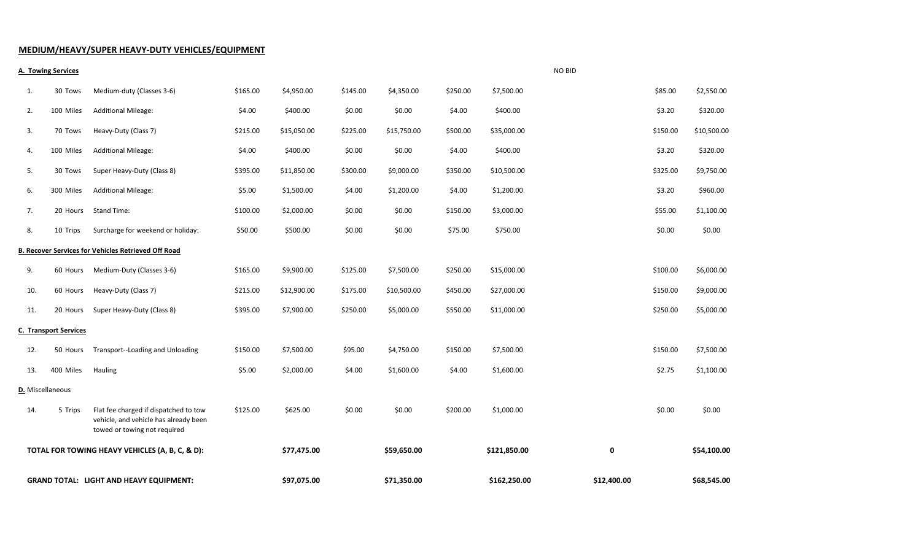## MEDIUM/HEAVY/SUPER HEAVY-DUTY VEHICLES/EQUIPMENT

| | | | | | | | | | | | |
|---|---|---|---|---|---|---|---|---|---|---|---|
| **A. Towing Services** | | | | | | | | | NO BID | | |
| 1. | 30 Tows | Medium-duty (Classes 3-6) | $165.00 | $4,950.00 | $145.00 | $4,350.00 | $250.00 | $7,500.00 | | $85.00 | $2,550.00 |
| 2. | 100 Miles | Additional Mileage: | $4.00 | $400.00 | $0.00 | $0.00 | $4.00 | $400.00 | | $3.20 | $320.00 |
| 3. | 70 Tows | Heavy-Duty (Class 7) | $215.00 | $15,050.00 | $225.00 | $15,750.00 | $500.00 | $35,000.00 | | $150.00 | $10,500.00 |
| 4. | 100 Miles | Additional Mileage: | $4.00 | $400.00 | $0.00 | $0.00 | $4.00 | $400.00 | | $3.20 | $320.00 |
| 5. | 30 Tows | Super Heavy-Duty (Class 8) | $395.00 | $11,850.00 | $300.00 | $9,000.00 | $350.00 | $10,500.00 | | $325.00 | $9,750.00 |
| 6. | 300 Miles | Additional Mileage: | $5.00 | $1,500.00 | $4.00 | $1,200.00 | $4.00 | $1,200.00 | | $3.20 | $960.00 |
| 7. | 20 Hours | Stand Time: | $100.00 | $2,000.00 | $0.00 | $0.00 | $150.00 | $3,000.00 | | $55.00 | $1,100.00 |
| 8. | 10 Trips | Surcharge for weekend or holiday: | $50.00 | $500.00 | $0.00 | $0.00 | $75.00 | $750.00 | | $0.00 | $0.00 |
| **B. Recover Services for Vehicles Retrieved Off Road** | | | | | | | | | | | |
| 9. | 60 Hours | Medium-Duty (Classes 3-6) | $165.00 | $9,900.00 | $125.00 | $7,500.00 | $250.00 | $15,000.00 | | $100.00 | $6,000.00 |
| 10. | 60 Hours | Heavy-Duty (Class 7) | $215.00 | $12,900.00 | $175.00 | $10,500.00 | $450.00 | $27,000.00 | | $150.00 | $9,000.00 |
| 11. | 20 Hours | Super Heavy-Duty (Class 8) | $395.00 | $7,900.00 | $250.00 | $5,000.00 | $550.00 | $11,000.00 | | $250.00 | $5,000.00 |
| **C. Transport Services** | | | | | | | | | | | |
| 12. | 50 Hours | Transport--Loading and Unloading | $150.00 | $7,500.00 | $95.00 | $4,750.00 | $150.00 | $7,500.00 | | $150.00 | $7,500.00 |
| 13. | 400 Miles | Hauling | $5.00 | $2,000.00 | $4.00 | $1,600.00 | $4.00 | $1,600.00 | | $2.75 | $1,100.00 |
| **D. Miscellaneous** | | | | | | | | | | | |
| 14. | 5 Trips | Flat fee charged if dispatched to tow vehicle, and vehicle has already been towed or towing not required | $125.00 | $625.00 | $0.00 | $0.00 | $200.00 | $1,000.00 | | $0.00 | $0.00 |
| **TOTAL FOR TOWING HEAVY VEHICLES (A, B, C, & D):** | | | | **$77,475.00** | | **$59,650.00** | | **$121,850.00** | **0** | | **$54,100.00** |
| **GRAND TOTAL: LIGHT AND HEAVY EQUIPMENT:** | | | | **$97,075.00** | | **$71,350.00** | | **$162,250.00** | **$12,400.00** | | **$68,545.00** |